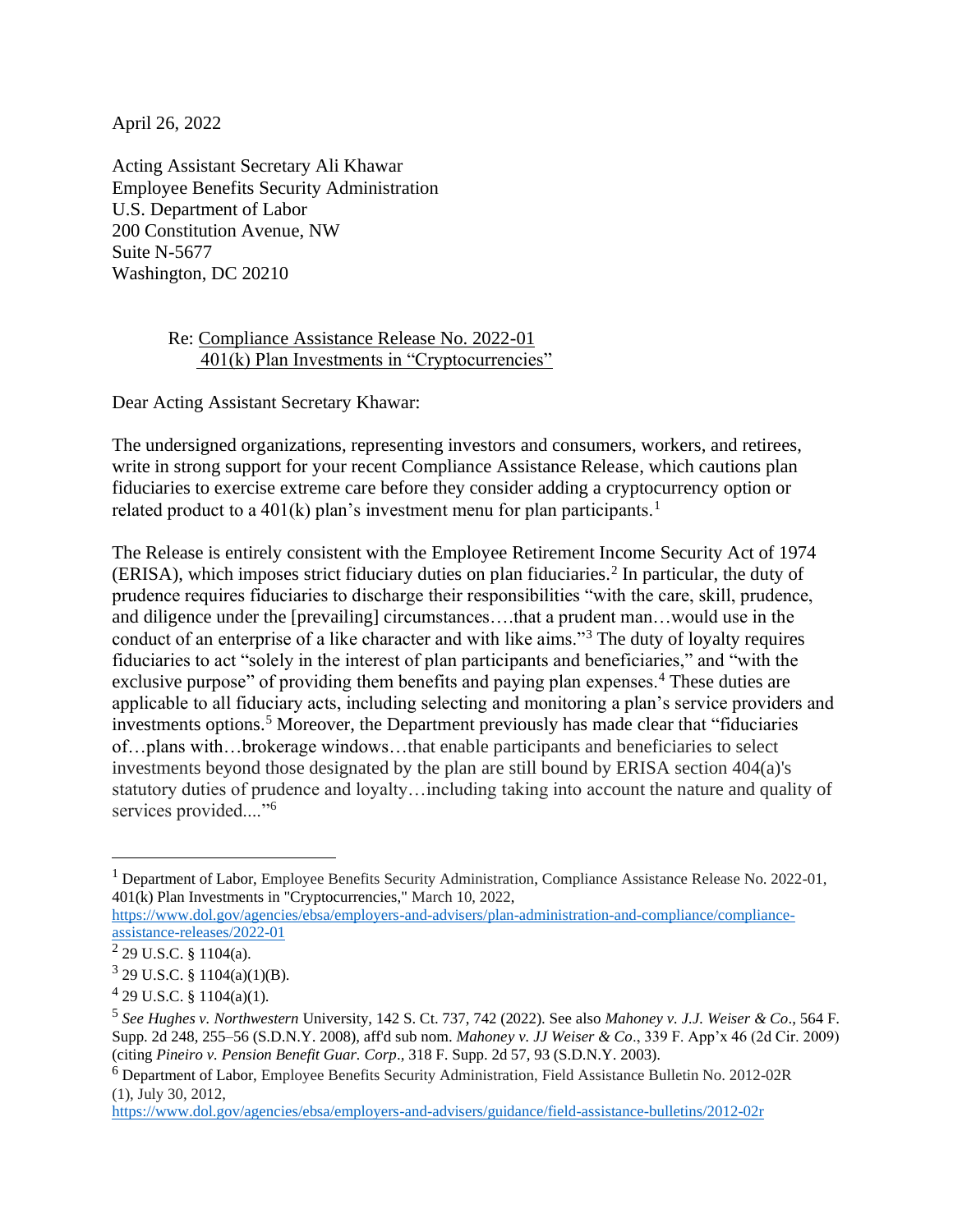April 26, 2022

Acting Assistant Secretary Ali Khawar
Employee Benefits Security Administration
U.S. Department of Labor
200 Constitution Avenue, NW
Suite N-5677
Washington, DC 20210

Re: Compliance Assistance Release No. 2022-01
401(k) Plan Investments in "Cryptocurrencies"

Dear Acting Assistant Secretary Khawar:

The undersigned organizations, representing investors and consumers, workers, and retirees, write in strong support for your recent Compliance Assistance Release, which cautions plan fiduciaries to exercise extreme care before they consider adding a cryptocurrency option or related product to a 401(k) plan's investment menu for plan participants.[1]

The Release is entirely consistent with the Employee Retirement Income Security Act of 1974 (ERISA), which imposes strict fiduciary duties on plan fiduciaries.[2] In particular, the duty of prudence requires fiduciaries to discharge their responsibilities "with the care, skill, prudence, and diligence under the [prevailing] circumstances….that a prudent man…would use in the conduct of an enterprise of a like character and with like aims."[3] The duty of loyalty requires fiduciaries to act "solely in the interest of plan participants and beneficiaries," and "with the exclusive purpose" of providing them benefits and paying plan expenses.[4] These duties are applicable to all fiduciary acts, including selecting and monitoring a plan's service providers and investments options.[5] Moreover, the Department previously has made clear that "fiduciaries of…plans with…brokerage windows…that enable participants and beneficiaries to select investments beyond those designated by the plan are still bound by ERISA section 404(a)'s statutory duties of prudence and loyalty…including taking into account the nature and quality of services provided...."[6]

---

[1] Department of Labor, Employee Benefits Security Administration, Compliance Assistance Release No. 2022-01, 401(k) Plan Investments in "Cryptocurrencies," March 10, 2022, https://www.dol.gov/agencies/ebsa/employers-and-advisers/plan-administration-and-compliance/compliance-assistance-releases/2022-01

[2] 29 U.S.C. § 1104(a).

[3] 29 U.S.C. § 1104(a)(1)(B).

[4] 29 U.S.C. § 1104(a)(1).

[5] *See Hughes v. Northwestern* University, 142 S. Ct. 737, 742 (2022). See also *Mahoney v. J.J. Weiser & Co*., 564 F. Supp. 2d 248, 255–56 (S.D.N.Y. 2008), aff'd sub nom. *Mahoney v. JJ Weiser & Co*., 339 F. App'x 46 (2d Cir. 2009) (citing *Pineiro v. Pension Benefit Guar. Corp*., 318 F. Supp. 2d 57, 93 (S.D.N.Y. 2003).

[6] Department of Labor, Employee Benefits Security Administration, Field Assistance Bulletin No. 2012-02R (1), July 30, 2012, https://www.dol.gov/agencies/ebsa/employers-and-advisers/guidance/field-assistance-bulletins/2012-02r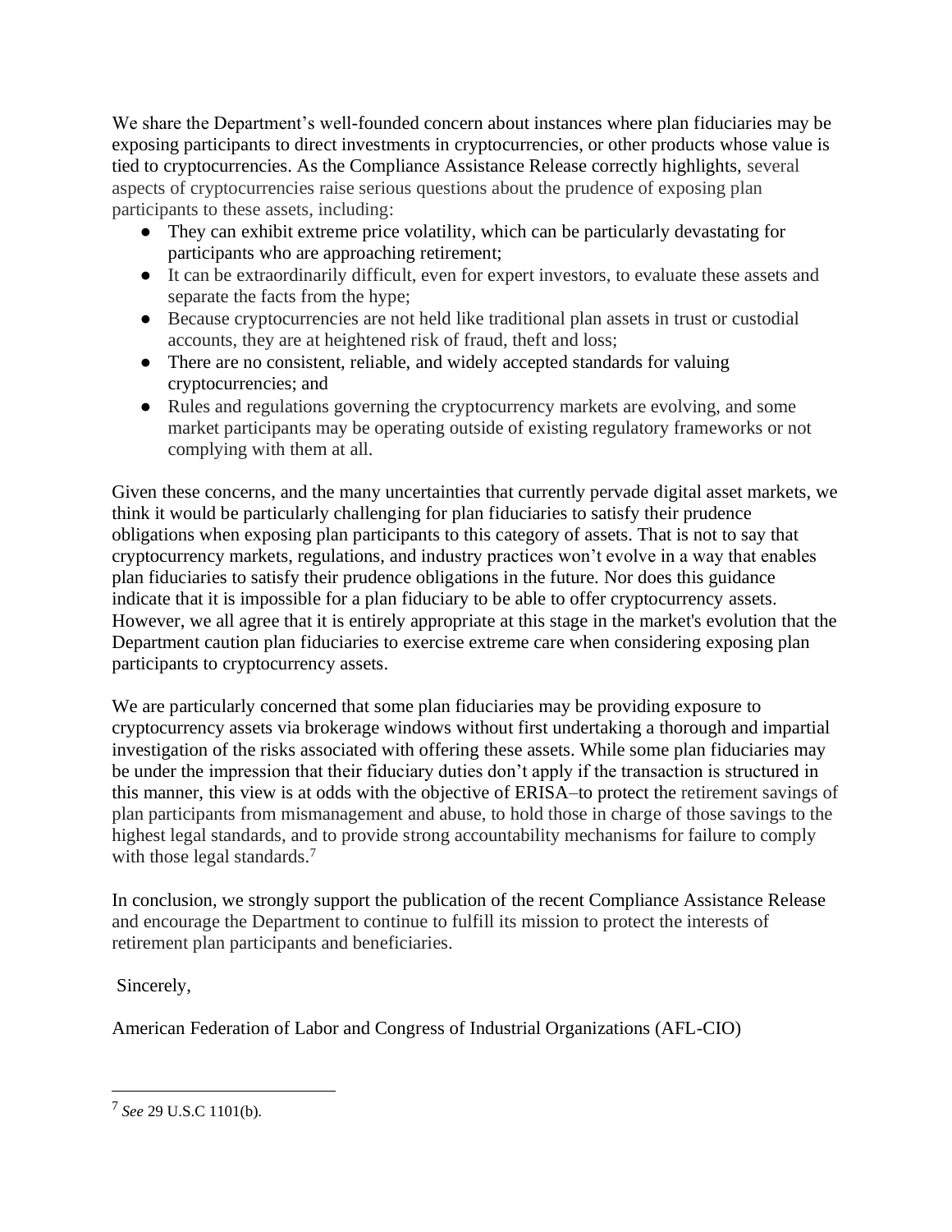We share the Department's well-founded concern about instances where plan fiduciaries may be exposing participants to direct investments in cryptocurrencies, or other products whose value is tied to cryptocurrencies. As the Compliance Assistance Release correctly highlights, several aspects of cryptocurrencies raise serious questions about the prudence of exposing plan participants to these assets, including:

- They can exhibit extreme price volatility, which can be particularly devastating for participants who are approaching retirement;
- It can be extraordinarily difficult, even for expert investors, to evaluate these assets and separate the facts from the hype;
- Because cryptocurrencies are not held like traditional plan assets in trust or custodial accounts, they are at heightened risk of fraud, theft and loss;
- There are no consistent, reliable, and widely accepted standards for valuing cryptocurrencies; and
- Rules and regulations governing the cryptocurrency markets are evolving, and some market participants may be operating outside of existing regulatory frameworks or not complying with them at all.

Given these concerns, and the many uncertainties that currently pervade digital asset markets, we think it would be particularly challenging for plan fiduciaries to satisfy their prudence obligations when exposing plan participants to this category of assets. That is not to say that cryptocurrency markets, regulations, and industry practices won't evolve in a way that enables plan fiduciaries to satisfy their prudence obligations in the future. Nor does this guidance indicate that it is impossible for a plan fiduciary to be able to offer cryptocurrency assets. However, we all agree that it is entirely appropriate at this stage in the market's evolution that the Department caution plan fiduciaries to exercise extreme care when considering exposing plan participants to cryptocurrency assets.

We are particularly concerned that some plan fiduciaries may be providing exposure to cryptocurrency assets via brokerage windows without first undertaking a thorough and impartial investigation of the risks associated with offering these assets. While some plan fiduciaries may be under the impression that their fiduciary duties don't apply if the transaction is structured in this manner, this view is at odds with the objective of ERISA–to protect the retirement savings of plan participants from mismanagement and abuse, to hold those in charge of those savings to the highest legal standards, and to provide strong accountability mechanisms for failure to comply with those legal standards.[7]

In conclusion, we strongly support the publication of the recent Compliance Assistance Release and encourage the Department to continue to fulfill its mission to protect the interests of retirement plan participants and beneficiaries.

Sincerely,

American Federation of Labor and Congress of Industrial Organizations (AFL-CIO)

---

[7] *See* 29 U.S.C 1101(b).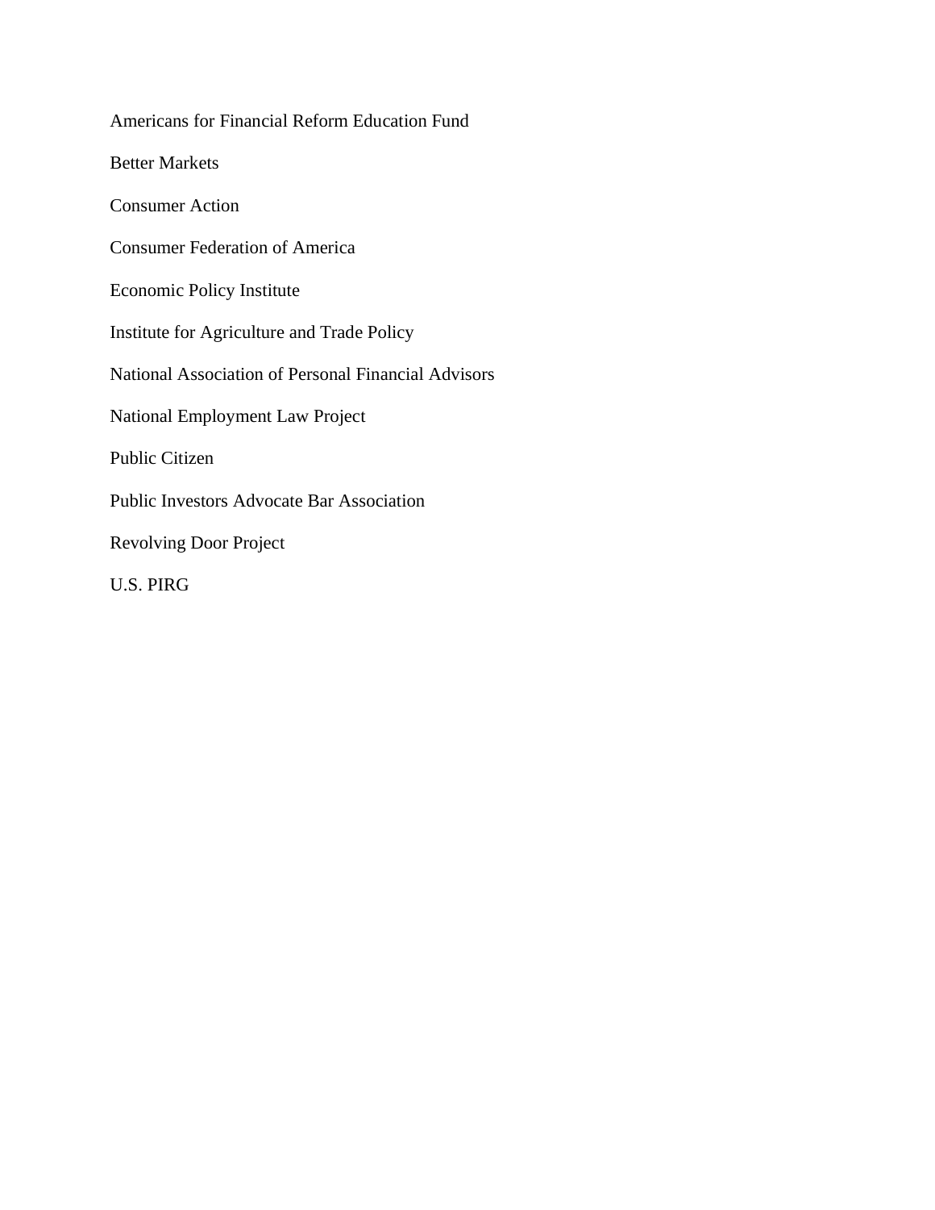Americans for Financial Reform Education Fund

Better Markets

Consumer Action

Consumer Federation of America

Economic Policy Institute

Institute for Agriculture and Trade Policy

National Association of Personal Financial Advisors

National Employment Law Project

Public Citizen

Public Investors Advocate Bar Association

Revolving Door Project

U.S. PIRG